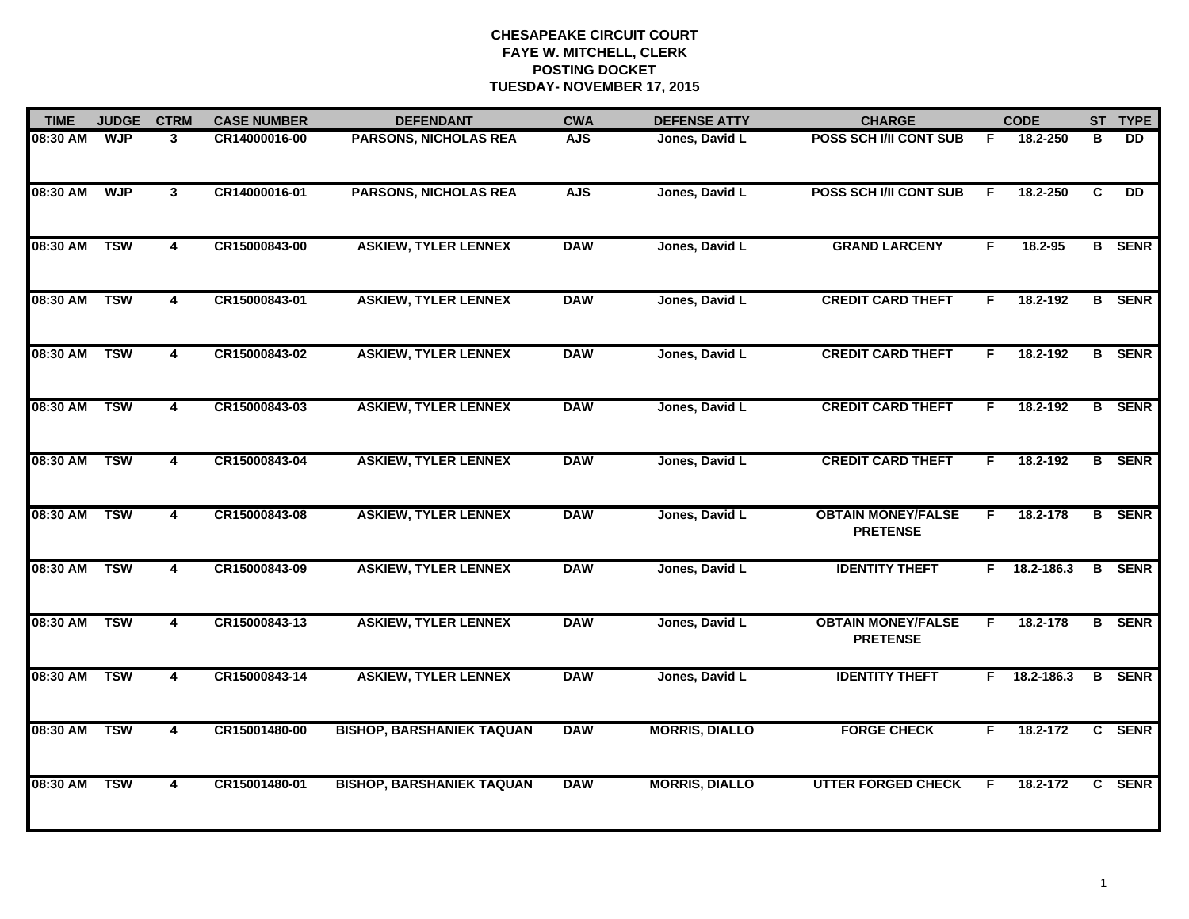# CHESAPEAKE CIRCUIT COURT
## FAYE W. MITCHELL, CLERK
## POSTING DOCKET
## TUESDAY- NOVEMBER 17, 2015

| TIME | JUDGE | CTRM | CASE NUMBER | DEFENDANT | CWA | DEFENSE ATTY | CHARGE | | CODE | ST | TYPE |
|---|---|---|---|---|---|---|---|---|---|---|---|
| 08:30 AM | WJP | 3 | CR14000016-00 | PARSONS, NICHOLAS REA | AJS | Jones, David L | POSS SCH I/II CONT SUB | F | 18.2-250 | B | DD |
| 08:30 AM | WJP | 3 | CR14000016-01 | PARSONS, NICHOLAS REA | AJS | Jones, David L | POSS SCH I/II CONT SUB | F | 18.2-250 | C | DD |
| 08:30 AM | TSW | 4 | CR15000843-00 | ASKIEW, TYLER LENNEX | DAW | Jones, David L | GRAND LARCENY | F | 18.2-95 | B | SENR |
| 08:30 AM | TSW | 4 | CR15000843-01 | ASKIEW, TYLER LENNEX | DAW | Jones, David L | CREDIT CARD THEFT | F | 18.2-192 | B | SENR |
| 08:30 AM | TSW | 4 | CR15000843-02 | ASKIEW, TYLER LENNEX | DAW | Jones, David L | CREDIT CARD THEFT | F | 18.2-192 | B | SENR |
| 08:30 AM | TSW | 4 | CR15000843-03 | ASKIEW, TYLER LENNEX | DAW | Jones, David L | CREDIT CARD THEFT | F | 18.2-192 | B | SENR |
| 08:30 AM | TSW | 4 | CR15000843-04 | ASKIEW, TYLER LENNEX | DAW | Jones, David L | CREDIT CARD THEFT | F | 18.2-192 | B | SENR |
| 08:30 AM | TSW | 4 | CR15000843-08 | ASKIEW, TYLER LENNEX | DAW | Jones, David L | OBTAIN MONEY/FALSE PRETENSE | F | 18.2-178 | B | SENR |
| 08:30 AM | TSW | 4 | CR15000843-09 | ASKIEW, TYLER LENNEX | DAW | Jones, David L | IDENTITY THEFT | F | 18.2-186.3 | B | SENR |
| 08:30 AM | TSW | 4 | CR15000843-13 | ASKIEW, TYLER LENNEX | DAW | Jones, David L | OBTAIN MONEY/FALSE PRETENSE | F | 18.2-178 | B | SENR |
| 08:30 AM | TSW | 4 | CR15000843-14 | ASKIEW, TYLER LENNEX | DAW | Jones, David L | IDENTITY THEFT | F | 18.2-186.3 | B | SENR |
| 08:30 AM | TSW | 4 | CR15001480-00 | BISHOP, BARSHANIEK TAQUAN | DAW | MORRIS, DIALLO | FORGE CHECK | F | 18.2-172 | C | SENR |
| 08:30 AM | TSW | 4 | CR15001480-01 | BISHOP, BARSHANIEK TAQUAN | DAW | MORRIS, DIALLO | UTTER FORGED CHECK | F | 18.2-172 | C | SENR |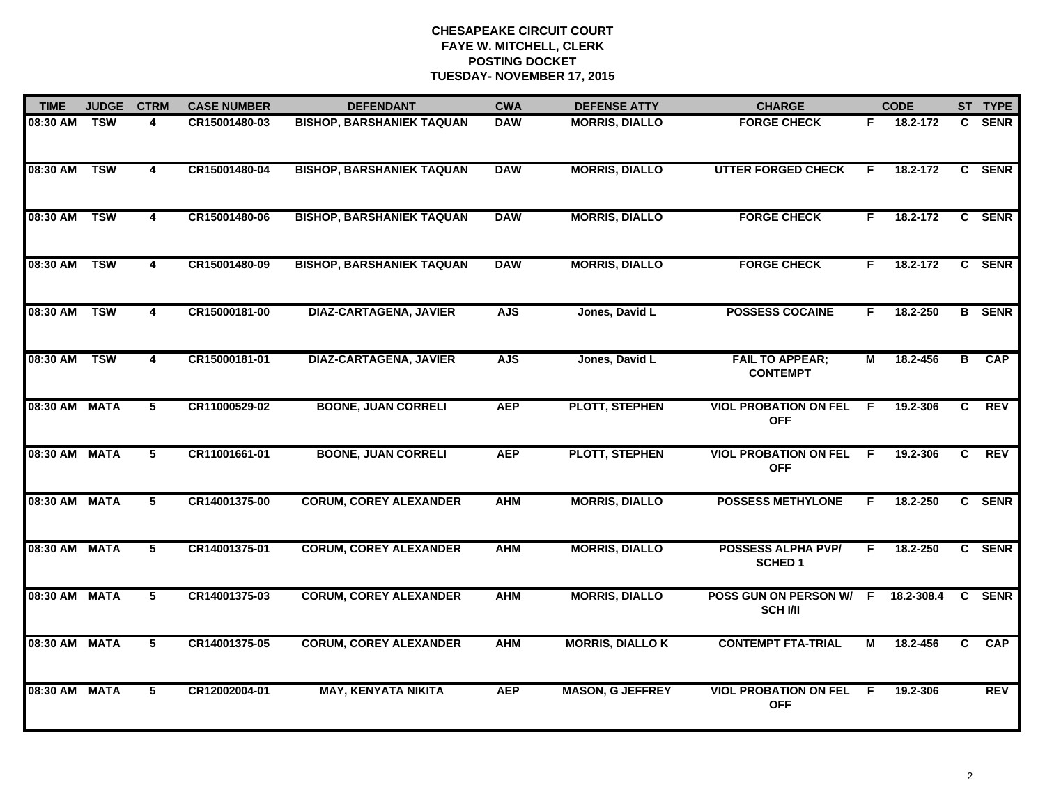# CHESAPEAKE CIRCUIT COURT
## FAYE W. MITCHELL, CLERK
## POSTING DOCKET
## TUESDAY- NOVEMBER 17, 2015

| TIME | JUDGE | CTRM | CASE NUMBER | DEFENDANT | CWA | DEFENSE ATTY | CHARGE | | CODE | ST | TYPE |
|---|---|---|---|---|---|---|---|---|---|---|---|
| 08:30 AM | TSW | 4 | CR15001480-03 | BISHOP, BARSHANIEK TAQUAN | DAW | MORRIS, DIALLO | FORGE CHECK | F | 18.2-172 | C | SENR |
| 08:30 AM | TSW | 4 | CR15001480-04 | BISHOP, BARSHANIEK TAQUAN | DAW | MORRIS, DIALLO | UTTER FORGED CHECK | F | 18.2-172 | C | SENR |
| 08:30 AM | TSW | 4 | CR15001480-06 | BISHOP, BARSHANIEK TAQUAN | DAW | MORRIS, DIALLO | FORGE CHECK | F | 18.2-172 | C | SENR |
| 08:30 AM | TSW | 4 | CR15001480-09 | BISHOP, BARSHANIEK TAQUAN | DAW | MORRIS, DIALLO | FORGE CHECK | F | 18.2-172 | C | SENR |
| 08:30 AM | TSW | 4 | CR15000181-00 | DIAZ-CARTAGENA, JAVIER | AJS | Jones, David L | POSSESS COCAINE | F | 18.2-250 | B | SENR |
| 08:30 AM | TSW | 4 | CR15000181-01 | DIAZ-CARTAGENA, JAVIER | AJS | Jones, David L | FAIL TO APPEAR; CONTEMPT | M | 18.2-456 | B | CAP |
| 08:30 AM | MATA | 5 | CR11000529-02 | BOONE, JUAN CORRELI | AEP | PLOTT, STEPHEN | VIOL PROBATION ON FEL OFF | F | 19.2-306 | C | REV |
| 08:30 AM | MATA | 5 | CR11001661-01 | BOONE, JUAN CORRELI | AEP | PLOTT, STEPHEN | VIOL PROBATION ON FEL OFF | F | 19.2-306 | C | REV |
| 08:30 AM | MATA | 5 | CR14001375-00 | CORUM, COREY ALEXANDER | AHM | MORRIS, DIALLO | POSSESS METHYLONE | F | 18.2-250 | C | SENR |
| 08:30 AM | MATA | 5 | CR14001375-01 | CORUM, COREY ALEXANDER | AHM | MORRIS, DIALLO | POSSESS ALPHA PVP/ SCHED 1 | F | 18.2-250 | C | SENR |
| 08:30 AM | MATA | 5 | CR14001375-03 | CORUM, COREY ALEXANDER | AHM | MORRIS, DIALLO | POSS GUN ON PERSON W/ SCH I/II | F | 18.2-308.4 | C | SENR |
| 08:30 AM | MATA | 5 | CR14001375-05 | CORUM, COREY ALEXANDER | AHM | MORRIS, DIALLO K | CONTEMPT FTA-TRIAL | M | 18.2-456 | C | CAP |
| 08:30 AM | MATA | 5 | CR12002004-01 | MAY, KENYATA NIKITA | AEP | MASON, G JEFFREY | VIOL PROBATION ON FEL OFF | F | 19.2-306 | | REV |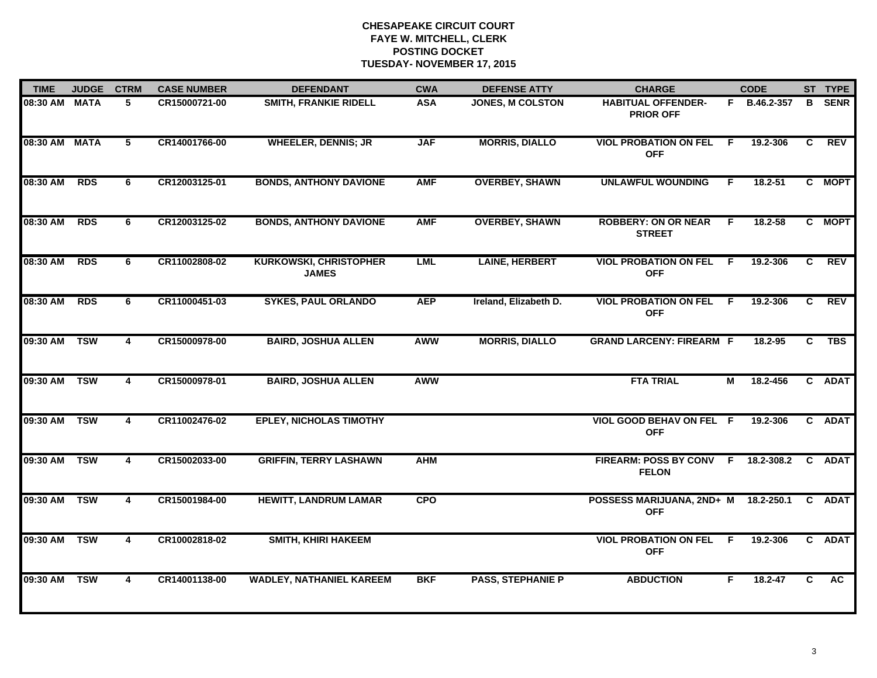# CHESAPEAKE CIRCUIT COURT
## FAYE W. MITCHELL, CLERK
## POSTING DOCKET
## TUESDAY- NOVEMBER 17, 2015

| TIME | JUDGE | CTRM | CASE NUMBER | DEFENDANT | CWA | DEFENSE ATTY | CHARGE | | CODE | ST | TYPE |
|---|---|---|---|---|---|---|---|---|---|---|---|
| 08:30 AM | MATA | 5 | CR15000721-00 | SMITH, FRANKIE RIDELL | ASA | JONES, M COLSTON | HABITUAL OFFENDER-PRIOR OFF | F | B.46.2-357 | B | SENR |
| 08:30 AM | MATA | 5 | CR14001766-00 | WHEELER, DENNIS; JR | JAF | MORRIS, DIALLO | VIOL PROBATION ON FEL OFF | F | 19.2-306 | C | REV |
| 08:30 AM | RDS | 6 | CR12003125-01 | BONDS, ANTHONY DAVIONE | AMF | OVERBEY, SHAWN | UNLAWFUL WOUNDING | F | 18.2-51 | C | MOPT |
| 08:30 AM | RDS | 6 | CR12003125-02 | BONDS, ANTHONY DAVIONE | AMF | OVERBEY, SHAWN | ROBBERY: ON OR NEAR STREET | F | 18.2-58 | C | MOPT |
| 08:30 AM | RDS | 6 | CR11002808-02 | KURKOWSKI, CHRISTOPHER JAMES | LML | LAINE, HERBERT | VIOL PROBATION ON FEL OFF | F | 19.2-306 | C | REV |
| 08:30 AM | RDS | 6 | CR11000451-03 | SYKES, PAUL ORLANDO | AEP | Ireland, Elizabeth D. | VIOL PROBATION ON FEL OFF | F | 19.2-306 | C | REV |
| 09:30 AM | TSW | 4 | CR15000978-00 | BAIRD, JOSHUA ALLEN | AWW | MORRIS, DIALLO | GRAND LARCENY: FIREARM | F | 18.2-95 | C | TBS |
| 09:30 AM | TSW | 4 | CR15000978-01 | BAIRD, JOSHUA ALLEN | AWW | | FTA TRIAL | M | 18.2-456 | C | ADAT |
| 09:30 AM | TSW | 4 | CR11002476-02 | EPLEY, NICHOLAS TIMOTHY | | | VIOL GOOD BEHAV ON FEL OFF | F | 19.2-306 | C | ADAT |
| 09:30 AM | TSW | 4 | CR15002033-00 | GRIFFIN, TERRY LASHAWN | AHM | | FIREARM: POSS BY CONV FELON | F | 18.2-308.2 | C | ADAT |
| 09:30 AM | TSW | 4 | CR15001984-00 | HEWITT, LANDRUM LAMAR | CPO | | POSSESS MARIJUANA, 2ND+ OFF | M | 18.2-250.1 | C | ADAT |
| 09:30 AM | TSW | 4 | CR10002818-02 | SMITH, KHIRI HAKEEM | | | VIOL PROBATION ON FEL OFF | F | 19.2-306 | C | ADAT |
| 09:30 AM | TSW | 4 | CR14001138-00 | WADLEY, NATHANIEL KAREEM | BKF | PASS, STEPHANIE P | ABDUCTION | F | 18.2-47 | C | AC |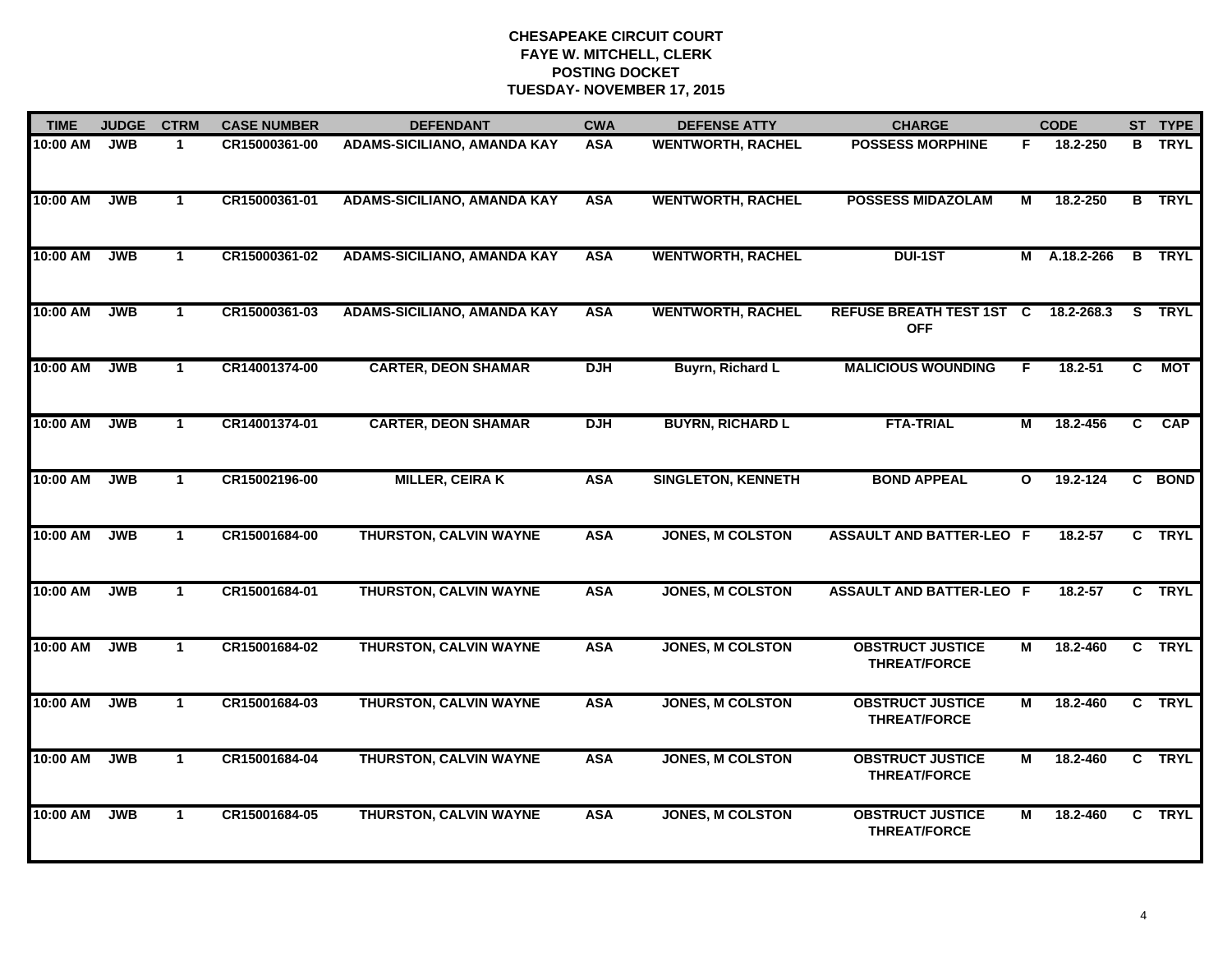**CHESAPEAKE CIRCUIT COURT**
**FAYE W. MITCHELL, CLERK**
**POSTING DOCKET**
**TUESDAY- NOVEMBER 17, 2015**

| TIME | JUDGE | CTRM | CASE NUMBER | DEFENDANT | CWA | DEFENSE ATTY | CHARGE | | CODE | ST | TYPE |
|---|---|---|---|---|---|---|---|---|---|---|---|
| 10:00 AM | JWB | 1 | CR15000361-00 | ADAMS-SICILIANO, AMANDA KAY | ASA | WENTWORTH, RACHEL | POSSESS MORPHINE | F | 18.2-250 | B | TRYL |
| 10:00 AM | JWB | 1 | CR15000361-01 | ADAMS-SICILIANO, AMANDA KAY | ASA | WENTWORTH, RACHEL | POSSESS MIDAZOLAM | M | 18.2-250 | B | TRYL |
| 10:00 AM | JWB | 1 | CR15000361-02 | ADAMS-SICILIANO, AMANDA KAY | ASA | WENTWORTH, RACHEL | DUI-1ST | M | A.18.2-266 | B | TRYL |
| 10:00 AM | JWB | 1 | CR15000361-03 | ADAMS-SICILIANO, AMANDA KAY | ASA | WENTWORTH, RACHEL | REFUSE BREATH TEST 1ST OFF | C | 18.2-268.3 | S | TRYL |
| 10:00 AM | JWB | 1 | CR14001374-00 | CARTER, DEON SHAMAR | DJH | Buyrn, Richard L | MALICIOUS WOUNDING | F | 18.2-51 | C | MOT |
| 10:00 AM | JWB | 1 | CR14001374-01 | CARTER, DEON SHAMAR | DJH | BUYRN, RICHARD L | FTA-TRIAL | M | 18.2-456 | C | CAP |
| 10:00 AM | JWB | 1 | CR15002196-00 | MILLER, CEIRA K | ASA | SINGLETON, KENNETH | BOND APPEAL | O | 19.2-124 | C | BOND |
| 10:00 AM | JWB | 1 | CR15001684-00 | THURSTON, CALVIN WAYNE | ASA | JONES, M COLSTON | ASSAULT AND BATTER-LEO | F | 18.2-57 | C | TRYL |
| 10:00 AM | JWB | 1 | CR15001684-01 | THURSTON, CALVIN WAYNE | ASA | JONES, M COLSTON | ASSAULT AND BATTER-LEO | F | 18.2-57 | C | TRYL |
| 10:00 AM | JWB | 1 | CR15001684-02 | THURSTON, CALVIN WAYNE | ASA | JONES, M COLSTON | OBSTRUCT JUSTICE THREAT/FORCE | M | 18.2-460 | C | TRYL |
| 10:00 AM | JWB | 1 | CR15001684-03 | THURSTON, CALVIN WAYNE | ASA | JONES, M COLSTON | OBSTRUCT JUSTICE THREAT/FORCE | M | 18.2-460 | C | TRYL |
| 10:00 AM | JWB | 1 | CR15001684-04 | THURSTON, CALVIN WAYNE | ASA | JONES, M COLSTON | OBSTRUCT JUSTICE THREAT/FORCE | M | 18.2-460 | C | TRYL |
| 10:00 AM | JWB | 1 | CR15001684-05 | THURSTON, CALVIN WAYNE | ASA | JONES, M COLSTON | OBSTRUCT JUSTICE THREAT/FORCE | M | 18.2-460 | C | TRYL |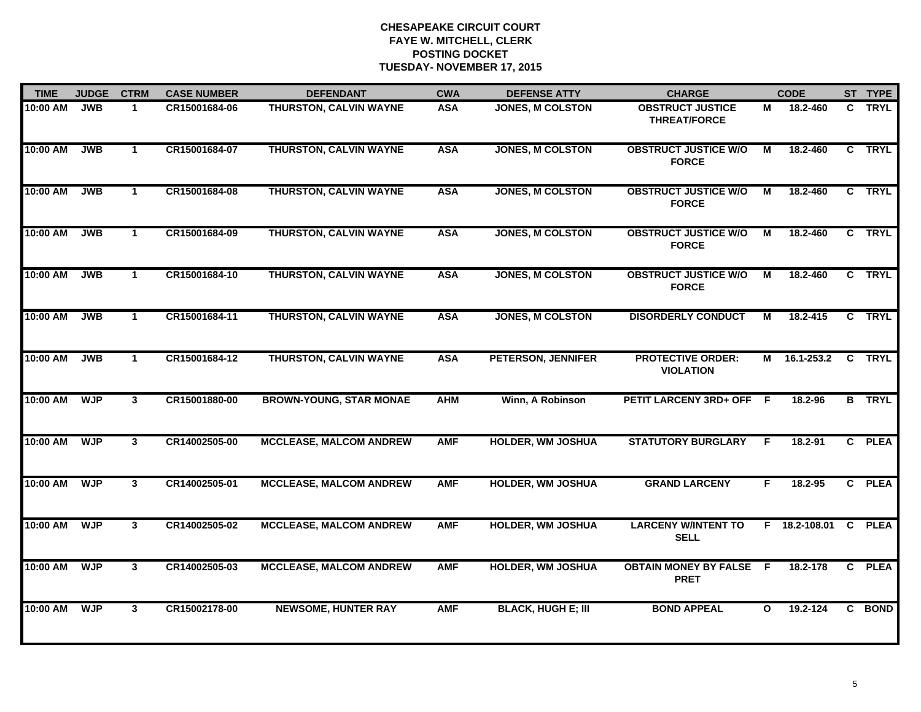# CHESAPEAKE CIRCUIT COURT
## FAYE W. MITCHELL, CLERK
## POSTING DOCKET
## TUESDAY- NOVEMBER 17, 2015

| TIME | JUDGE | CTRM | CASE NUMBER | DEFENDANT | CWA | DEFENSE ATTY | CHARGE | | CODE | ST | TYPE |
|---|---|---|---|---|---|---|---|---|---|---|---|
| 10:00 AM | JWB | 1 | CR15001684-06 | THURSTON, CALVIN WAYNE | ASA | JONES, M COLSTON | OBSTRUCT JUSTICE THREAT/FORCE | M | 18.2-460 | C | TRYL |
| 10:00 AM | JWB | 1 | CR15001684-07 | THURSTON, CALVIN WAYNE | ASA | JONES, M COLSTON | OBSTRUCT JUSTICE W/O FORCE | M | 18.2-460 | C | TRYL |
| 10:00 AM | JWB | 1 | CR15001684-08 | THURSTON, CALVIN WAYNE | ASA | JONES, M COLSTON | OBSTRUCT JUSTICE W/O FORCE | M | 18.2-460 | C | TRYL |
| 10:00 AM | JWB | 1 | CR15001684-09 | THURSTON, CALVIN WAYNE | ASA | JONES, M COLSTON | OBSTRUCT JUSTICE W/O FORCE | M | 18.2-460 | C | TRYL |
| 10:00 AM | JWB | 1 | CR15001684-10 | THURSTON, CALVIN WAYNE | ASA | JONES, M COLSTON | OBSTRUCT JUSTICE W/O FORCE | M | 18.2-460 | C | TRYL |
| 10:00 AM | JWB | 1 | CR15001684-11 | THURSTON, CALVIN WAYNE | ASA | JONES, M COLSTON | DISORDERLY CONDUCT | M | 18.2-415 | C | TRYL |
| 10:00 AM | JWB | 1 | CR15001684-12 | THURSTON, CALVIN WAYNE | ASA | PETERSON, JENNIFER | PROTECTIVE ORDER: VIOLATION | M | 16.1-253.2 | C | TRYL |
| 10:00 AM | WJP | 3 | CR15001880-00 | BROWN-YOUNG, STAR MONAE | AHM | Winn, A Robinson | PETIT LARCENY 3RD+ OFF | F | 18.2-96 | B | TRYL |
| 10:00 AM | WJP | 3 | CR14002505-00 | MCCLEASE, MALCOM ANDREW | AMF | HOLDER, WM JOSHUA | STATUTORY BURGLARY | F | 18.2-91 | C | PLEA |
| 10:00 AM | WJP | 3 | CR14002505-01 | MCCLEASE, MALCOM ANDREW | AMF | HOLDER, WM JOSHUA | GRAND LARCENY | F | 18.2-95 | C | PLEA |
| 10:00 AM | WJP | 3 | CR14002505-02 | MCCLEASE, MALCOM ANDREW | AMF | HOLDER, WM JOSHUA | LARCENY W/INTENT TO SELL | F | 18.2-108.01 | C | PLEA |
| 10:00 AM | WJP | 3 | CR14002505-03 | MCCLEASE, MALCOM ANDREW | AMF | HOLDER, WM JOSHUA | OBTAIN MONEY BY FALSE PRET | F | 18.2-178 | C | PLEA |
| 10:00 AM | WJP | 3 | CR15002178-00 | NEWSOME, HUNTER RAY | AMF | BLACK, HUGH E; III | BOND APPEAL | O | 19.2-124 | C | BOND |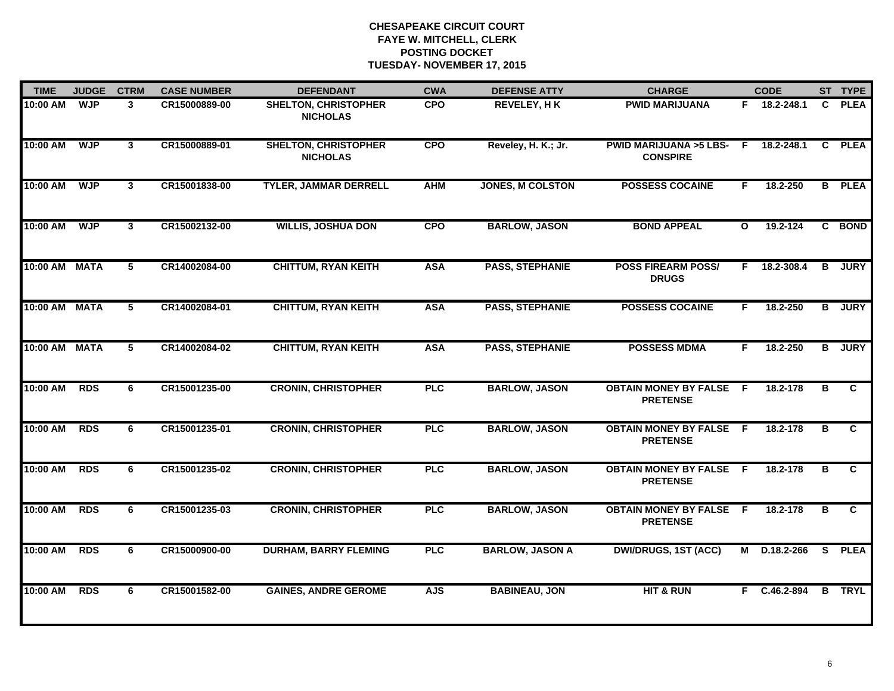**CHESAPEAKE CIRCUIT COURT**
**FAYE W. MITCHELL, CLERK**
**POSTING DOCKET**
**TUESDAY- NOVEMBER 17, 2015**

| TIME | JUDGE | CTRM | CASE NUMBER | DEFENDANT | CWA | DEFENSE ATTY | CHARGE | | CODE | ST | TYPE |
|---|---|---|---|---|---|---|---|---|---|---|---|
| 10:00 AM | WJP | 3 | CR15000889-00 | SHELTON, CHRISTOPHER NICHOLAS | CPO | REVELEY, H K | PWID MARIJUANA | F | 18.2-248.1 | C | PLEA |
| 10:00 AM | WJP | 3 | CR15000889-01 | SHELTON, CHRISTOPHER NICHOLAS | CPO | Reveley, H. K.; Jr. | PWID MARIJUANA >5 LBS-CONSPIRE | F | 18.2-248.1 | C | PLEA |
| 10:00 AM | WJP | 3 | CR15001838-00 | TYLER, JAMMAR DERRELL | AHM | JONES, M COLSTON | POSSESS COCAINE | F | 18.2-250 | B | PLEA |
| 10:00 AM | WJP | 3 | CR15002132-00 | WILLIS, JOSHUA DON | CPO | BARLOW, JASON | BOND APPEAL | O | 19.2-124 | C | BOND |
| 10:00 AM | MATA | 5 | CR14002084-00 | CHITTUM, RYAN KEITH | ASA | PASS, STEPHANIE | POSS FIREARM POSS/ DRUGS | F | 18.2-308.4 | B | JURY |
| 10:00 AM | MATA | 5 | CR14002084-01 | CHITTUM, RYAN KEITH | ASA | PASS, STEPHANIE | POSSESS COCAINE | F | 18.2-250 | B | JURY |
| 10:00 AM | MATA | 5 | CR14002084-02 | CHITTUM, RYAN KEITH | ASA | PASS, STEPHANIE | POSSESS MDMA | F | 18.2-250 | B | JURY |
| 10:00 AM | RDS | 6 | CR15001235-00 | CRONIN, CHRISTOPHER | PLC | BARLOW, JASON | OBTAIN MONEY BY FALSE PRETENSE | F | 18.2-178 | B | C |
| 10:00 AM | RDS | 6 | CR15001235-01 | CRONIN, CHRISTOPHER | PLC | BARLOW, JASON | OBTAIN MONEY BY FALSE PRETENSE | F | 18.2-178 | B | C |
| 10:00 AM | RDS | 6 | CR15001235-02 | CRONIN, CHRISTOPHER | PLC | BARLOW, JASON | OBTAIN MONEY BY FALSE PRETENSE | F | 18.2-178 | B | C |
| 10:00 AM | RDS | 6 | CR15001235-03 | CRONIN, CHRISTOPHER | PLC | BARLOW, JASON | OBTAIN MONEY BY FALSE PRETENSE | F | 18.2-178 | B | C |
| 10:00 AM | RDS | 6 | CR15000900-00 | DURHAM, BARRY FLEMING | PLC | BARLOW, JASON A | DWI/DRUGS, 1ST (ACC) | M | D.18.2-266 | S | PLEA |
| 10:00 AM | RDS | 6 | CR15001582-00 | GAINES, ANDRE GEROME | AJS | BABINEAU, JON | HIT & RUN | F | C.46.2-894 | B | TRYL |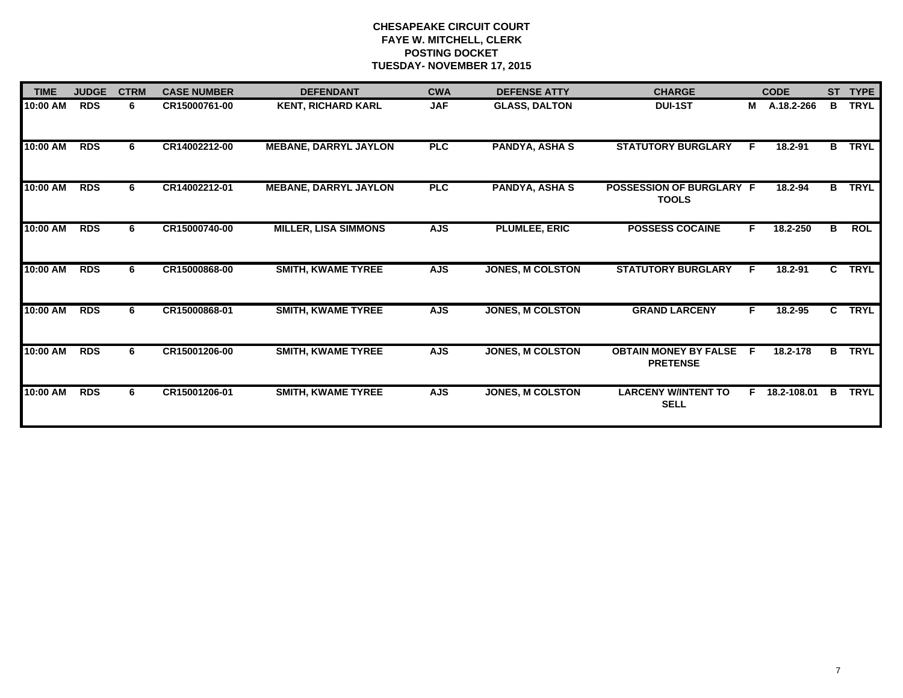# CHESAPEAKE CIRCUIT COURT
## FAYE W. MITCHELL, CLERK
## POSTING DOCKET
## TUESDAY- NOVEMBER 17, 2015

| TIME | JUDGE | CTRM | CASE NUMBER | DEFENDANT | CWA | DEFENSE ATTY | CHARGE | | CODE | ST | TYPE |
|---|---|---|---|---|---|---|---|---|---|---|---|
| 10:00 AM | RDS | 6 | CR15000761-00 | KENT, RICHARD KARL | JAF | GLASS, DALTON | DUI-1ST | M | A.18.2-266 | B | TRYL |
| 10:00 AM | RDS | 6 | CR14002212-00 | MEBANE, DARRYL JAYLON | PLC | PANDYA, ASHA S | STATUTORY BURGLARY | F | 18.2-91 | B | TRYL |
| 10:00 AM | RDS | 6 | CR14002212-01 | MEBANE, DARRYL JAYLON | PLC | PANDYA, ASHA S | POSSESSION OF BURGLARY TOOLS | F | 18.2-94 | B | TRYL |
| 10:00 AM | RDS | 6 | CR15000740-00 | MILLER, LISA SIMMONS | AJS | PLUMLEE, ERIC | POSSESS COCAINE | F | 18.2-250 | B | ROL |
| 10:00 AM | RDS | 6 | CR15000868-00 | SMITH, KWAME TYREE | AJS | JONES, M COLSTON | STATUTORY BURGLARY | F | 18.2-91 | C | TRYL |
| 10:00 AM | RDS | 6 | CR15000868-01 | SMITH, KWAME TYREE | AJS | JONES, M COLSTON | GRAND LARCENY | F | 18.2-95 | C | TRYL |
| 10:00 AM | RDS | 6 | CR15001206-00 | SMITH, KWAME TYREE | AJS | JONES, M COLSTON | OBTAIN MONEY BY FALSE PRETENSE | F | 18.2-178 | B | TRYL |
| 10:00 AM | RDS | 6 | CR15001206-01 | SMITH, KWAME TYREE | AJS | JONES, M COLSTON | LARCENY W/INTENT TO SELL | F | 18.2-108.01 | B | TRYL |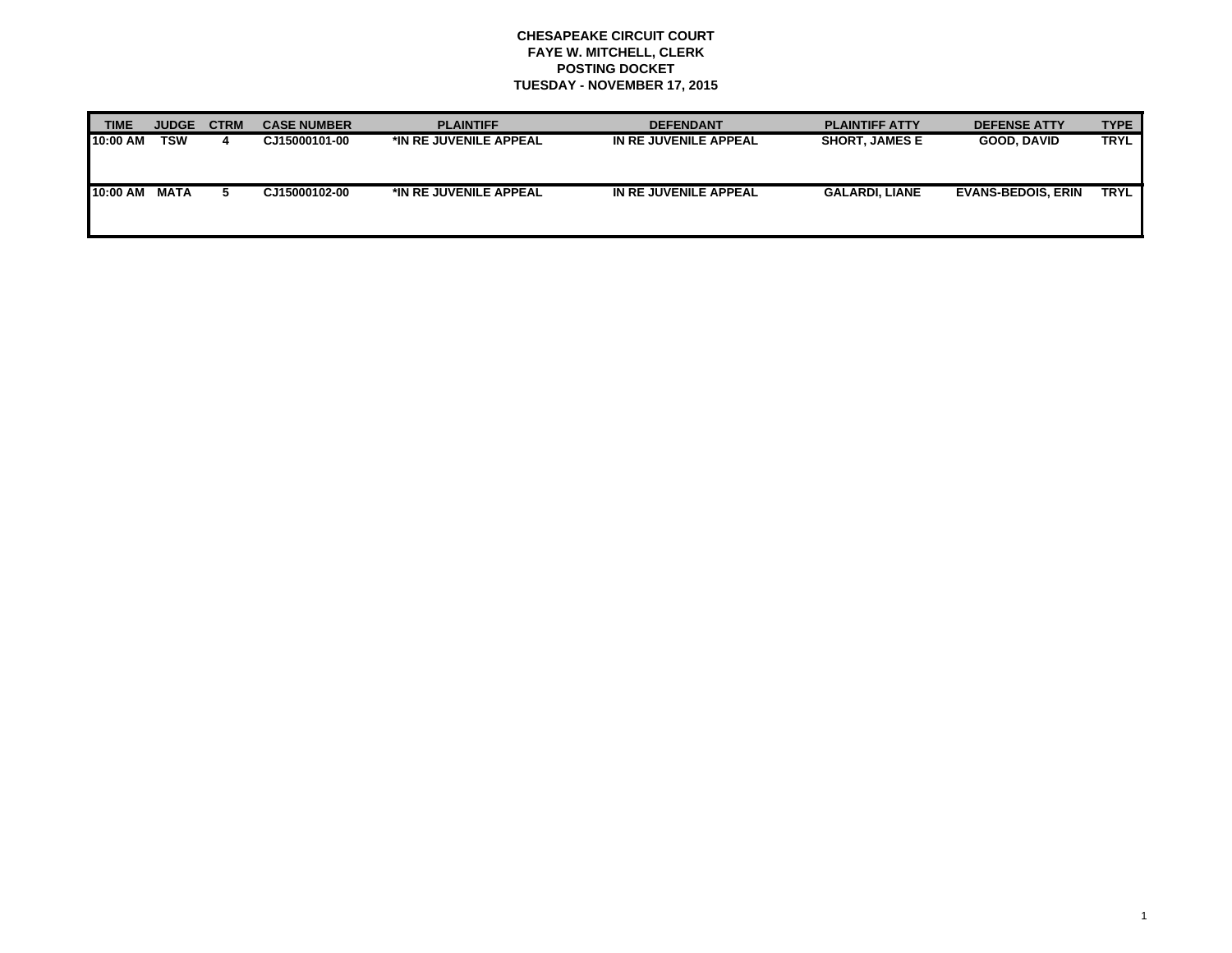**CHESAPEAKE CIRCUIT COURT**
**FAYE W. MITCHELL, CLERK**
**POSTING DOCKET**
**TUESDAY - NOVEMBER 17, 2015**

| TIME | JUDGE | CTRM | CASE NUMBER | PLAINTIFF | DEFENDANT | PLAINTIFF ATTY | DEFENSE ATTY | TYPE |
|---|---|---|---|---|---|---|---|---|
| 10:00 AM | TSW | 4 | CJ15000101-00 | *IN RE JUVENILE APPEAL | IN RE JUVENILE APPEAL | SHORT, JAMES E | GOOD, DAVID | TRYL |
| 10:00 AM | MATA | 5 | CJ15000102-00 | *IN RE JUVENILE APPEAL | IN RE JUVENILE APPEAL | GALARDI, LIANE | EVANS-BEDOIS, ERIN | TRYL |